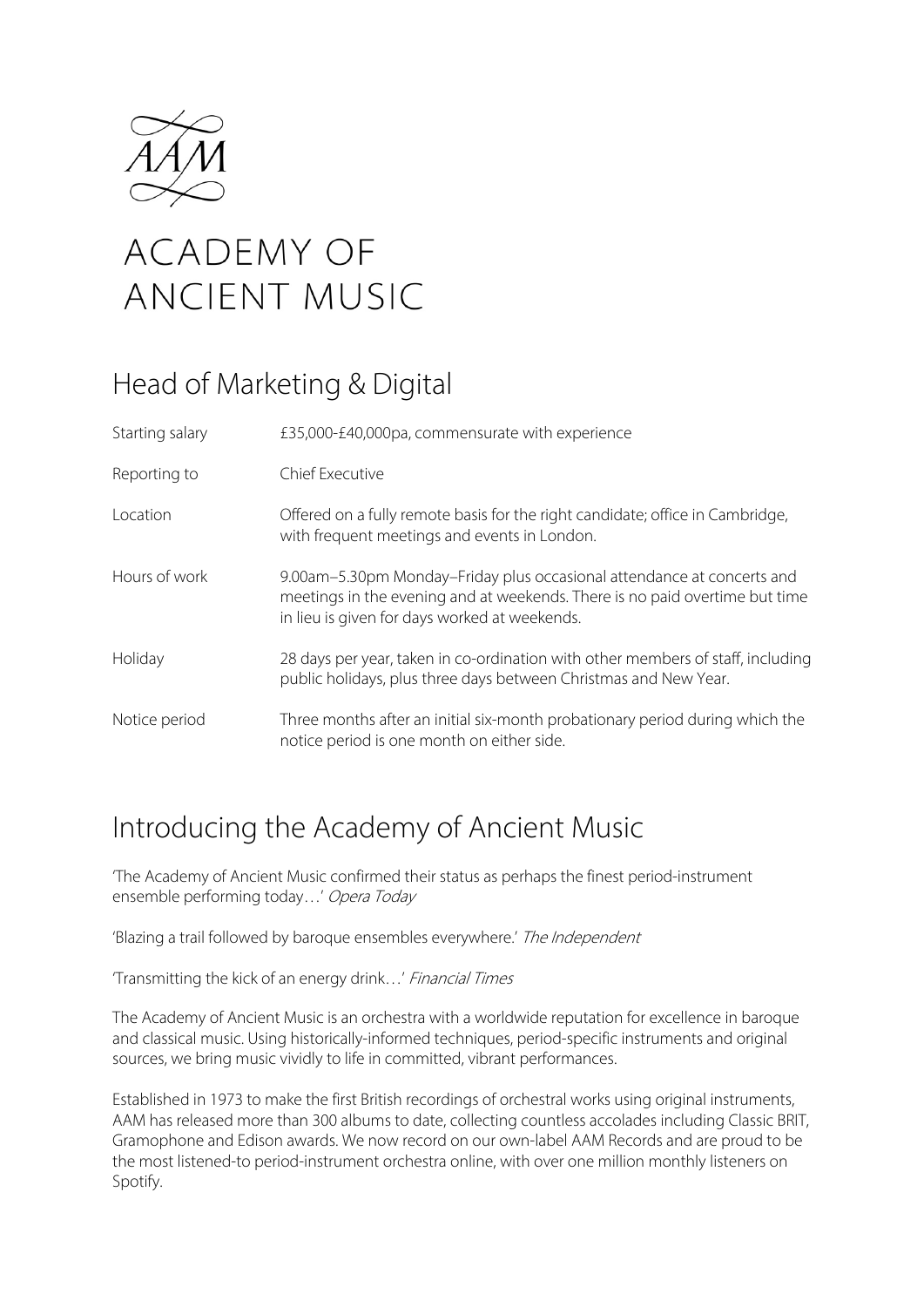# ACADEMY OF ANCIENT MUSIC

## Head of Marketing & Digital

| | |
|---|---|
| Starting salary | £35,000-£40,000pa, commensurate with experience |
| Reporting to | Chief Executive |
| Location | Offered on a fully remote basis for the right candidate; office in Cambridge, with frequent meetings and events in London. |
| Hours of work | 9.00am–5.30pm Monday–Friday plus occasional attendance at concerts and meetings in the evening and at weekends. There is no paid overtime but time in lieu is given for days worked at weekends. |
| Holiday | 28 days per year, taken in co-ordination with other members of staff, including public holidays, plus three days between Christmas and New Year. |
| Notice period | Three months after an initial six-month probationary period during which the notice period is one month on either side. |

## Introducing the Academy of Ancient Music

'The Academy of Ancient Music confirmed their status as perhaps the finest period-instrument ensemble performing today…' *Opera Today*

'Blazing a trail followed by baroque ensembles everywhere.' *The Independent*

'Transmitting the kick of an energy drink…' *Financial Times*

The Academy of Ancient Music is an orchestra with a worldwide reputation for excellence in baroque and classical music. Using historically-informed techniques, period-specific instruments and original sources, we bring music vividly to life in committed, vibrant performances.

Established in 1973 to make the first British recordings of orchestral works using original instruments, AAM has released more than 300 albums to date, collecting countless accolades including Classic BRIT, Gramophone and Edison awards. We now record on our own-label AAM Records and are proud to be the most listened-to period-instrument orchestra online, with over one million monthly listeners on Spotify.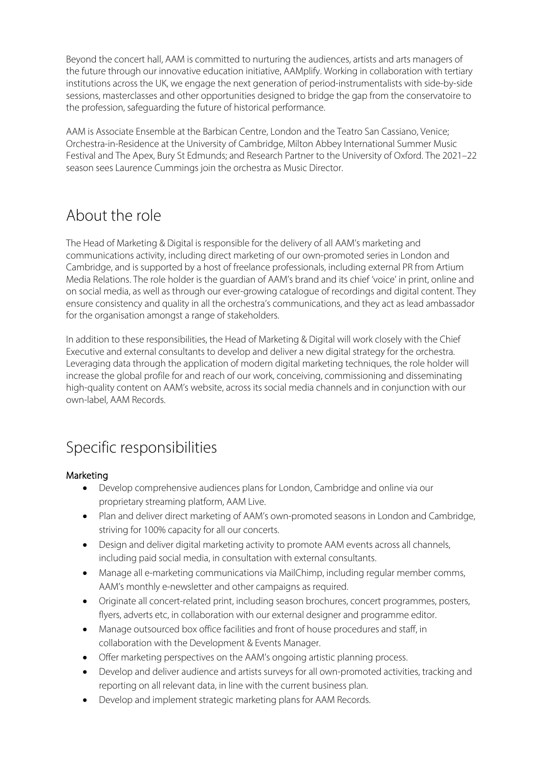Beyond the concert hall, AAM is committed to nurturing the audiences, artists and arts managers of the future through our innovative education initiative, AAMplify. Working in collaboration with tertiary institutions across the UK, we engage the next generation of period-instrumentalists with side-by-side sessions, masterclasses and other opportunities designed to bridge the gap from the conservatoire to the profession, safeguarding the future of historical performance.

AAM is Associate Ensemble at the Barbican Centre, London and the Teatro San Cassiano, Venice; Orchestra-in-Residence at the University of Cambridge, Milton Abbey International Summer Music Festival and The Apex, Bury St Edmunds; and Research Partner to the University of Oxford. The 2021–22 season sees Laurence Cummings join the orchestra as Music Director.

## About the role

The Head of Marketing & Digital is responsible for the delivery of all AAM's marketing and communications activity, including direct marketing of our own-promoted series in London and Cambridge, and is supported by a host of freelance professionals, including external PR from Artium Media Relations. The role holder is the guardian of AAM's brand and its chief 'voice' in print, online and on social media, as well as through our ever-growing catalogue of recordings and digital content. They ensure consistency and quality in all the orchestra's communications, and they act as lead ambassador for the organisation amongst a range of stakeholders.

In addition to these responsibilities, the Head of Marketing & Digital will work closely with the Chief Executive and external consultants to develop and deliver a new digital strategy for the orchestra. Leveraging data through the application of modern digital marketing techniques, the role holder will increase the global profile for and reach of our work, conceiving, commissioning and disseminating high-quality content on AAM's website, across its social media channels and in conjunction with our own-label, AAM Records.

## Specific responsibilities

### Marketing

- Develop comprehensive audiences plans for London, Cambridge and online via our proprietary streaming platform, AAM Live.
- Plan and deliver direct marketing of AAM's own-promoted seasons in London and Cambridge, striving for 100% capacity for all our concerts.
- Design and deliver digital marketing activity to promote AAM events across all channels, including paid social media, in consultation with external consultants.
- Manage all e-marketing communications via MailChimp, including regular member comms, AAM's monthly e-newsletter and other campaigns as required.
- Originate all concert-related print, including season brochures, concert programmes, posters, flyers, adverts etc, in collaboration with our external designer and programme editor.
- Manage outsourced box office facilities and front of house procedures and staff, in collaboration with the Development & Events Manager.
- Offer marketing perspectives on the AAM's ongoing artistic planning process.
- Develop and deliver audience and artists surveys for all own-promoted activities, tracking and reporting on all relevant data, in line with the current business plan.
- Develop and implement strategic marketing plans for AAM Records.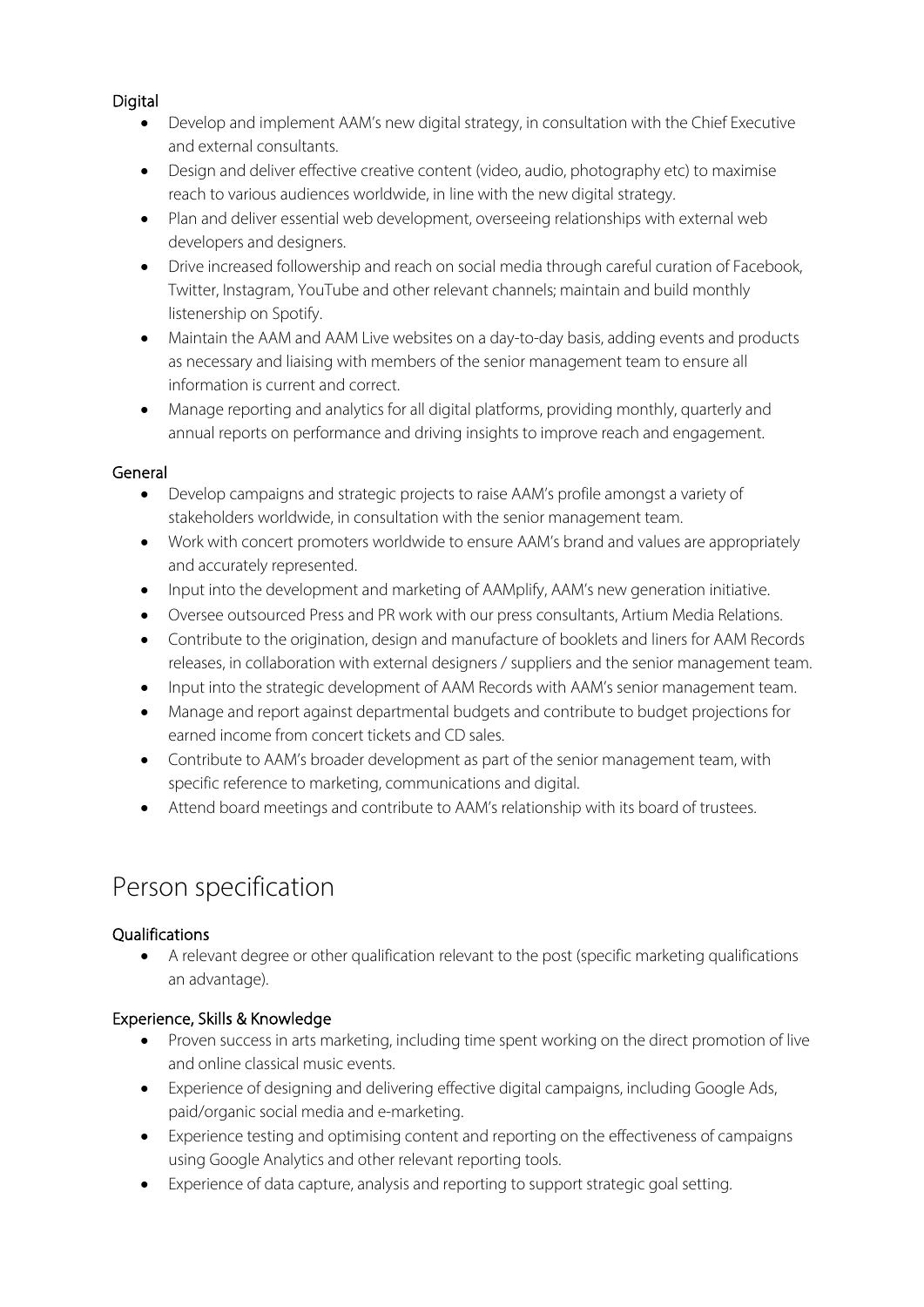### Digital

- Develop and implement AAM's new digital strategy, in consultation with the Chief Executive and external consultants.
- Design and deliver effective creative content (video, audio, photography etc) to maximise reach to various audiences worldwide, in line with the new digital strategy.
- Plan and deliver essential web development, overseeing relationships with external web developers and designers.
- Drive increased followership and reach on social media through careful curation of Facebook, Twitter, Instagram, YouTube and other relevant channels; maintain and build monthly listenership on Spotify.
- Maintain the AAM and AAM Live websites on a day-to-day basis, adding events and products as necessary and liaising with members of the senior management team to ensure all information is current and correct.
- Manage reporting and analytics for all digital platforms, providing monthly, quarterly and annual reports on performance and driving insights to improve reach and engagement.

### General

- Develop campaigns and strategic projects to raise AAM's profile amongst a variety of stakeholders worldwide, in consultation with the senior management team.
- Work with concert promoters worldwide to ensure AAM's brand and values are appropriately and accurately represented.
- Input into the development and marketing of AAMplify, AAM's new generation initiative.
- Oversee outsourced Press and PR work with our press consultants, Artium Media Relations.
- Contribute to the origination, design and manufacture of booklets and liners for AAM Records releases, in collaboration with external designers / suppliers and the senior management team.
- Input into the strategic development of AAM Records with AAM's senior management team.
- Manage and report against departmental budgets and contribute to budget projections for earned income from concert tickets and CD sales.
- Contribute to AAM's broader development as part of the senior management team, with specific reference to marketing, communications and digital.
- Attend board meetings and contribute to AAM's relationship with its board of trustees.

## Person specification

### Qualifications

- A relevant degree or other qualification relevant to the post (specific marketing qualifications an advantage).

### Experience, Skills & Knowledge

- Proven success in arts marketing, including time spent working on the direct promotion of live and online classical music events.
- Experience of designing and delivering effective digital campaigns, including Google Ads, paid/organic social media and e-marketing.
- Experience testing and optimising content and reporting on the effectiveness of campaigns using Google Analytics and other relevant reporting tools.
- Experience of data capture, analysis and reporting to support strategic goal setting.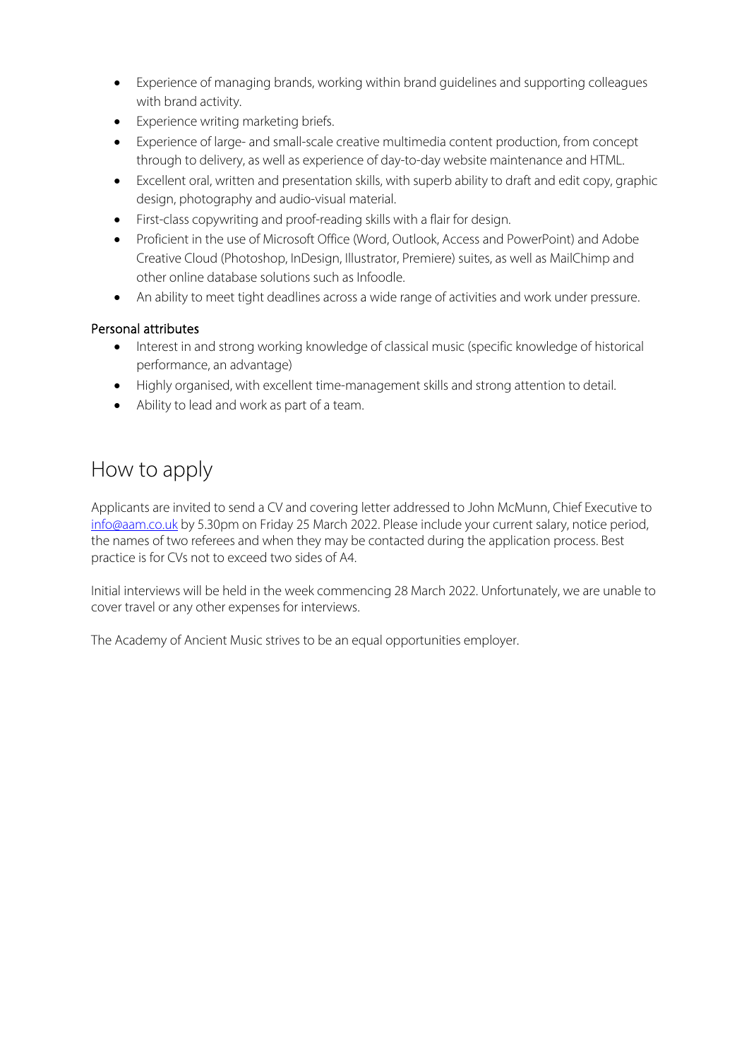- Experience of managing brands, working within brand guidelines and supporting colleagues with brand activity.
- Experience writing marketing briefs.
- Experience of large- and small-scale creative multimedia content production, from concept through to delivery, as well as experience of day-to-day website maintenance and HTML.
- Excellent oral, written and presentation skills, with superb ability to draft and edit copy, graphic design, photography and audio-visual material.
- First-class copywriting and proof-reading skills with a flair for design.
- Proficient in the use of Microsoft Office (Word, Outlook, Access and PowerPoint) and Adobe Creative Cloud (Photoshop, InDesign, Illustrator, Premiere) suites, as well as MailChimp and other online database solutions such as Infoodle.
- An ability to meet tight deadlines across a wide range of activities and work under pressure.

### Personal attributes

- Interest in and strong working knowledge of classical music (specific knowledge of historical performance, an advantage)
- Highly organised, with excellent time-management skills and strong attention to detail.
- Ability to lead and work as part of a team.

## How to apply

Applicants are invited to send a CV and covering letter addressed to John McMunn, Chief Executive to info@aam.co.uk by 5.30pm on Friday 25 March 2022. Please include your current salary, notice period, the names of two referees and when they may be contacted during the application process. Best practice is for CVs not to exceed two sides of A4.

Initial interviews will be held in the week commencing 28 March 2022. Unfortunately, we are unable to cover travel or any other expenses for interviews.

The Academy of Ancient Music strives to be an equal opportunities employer.